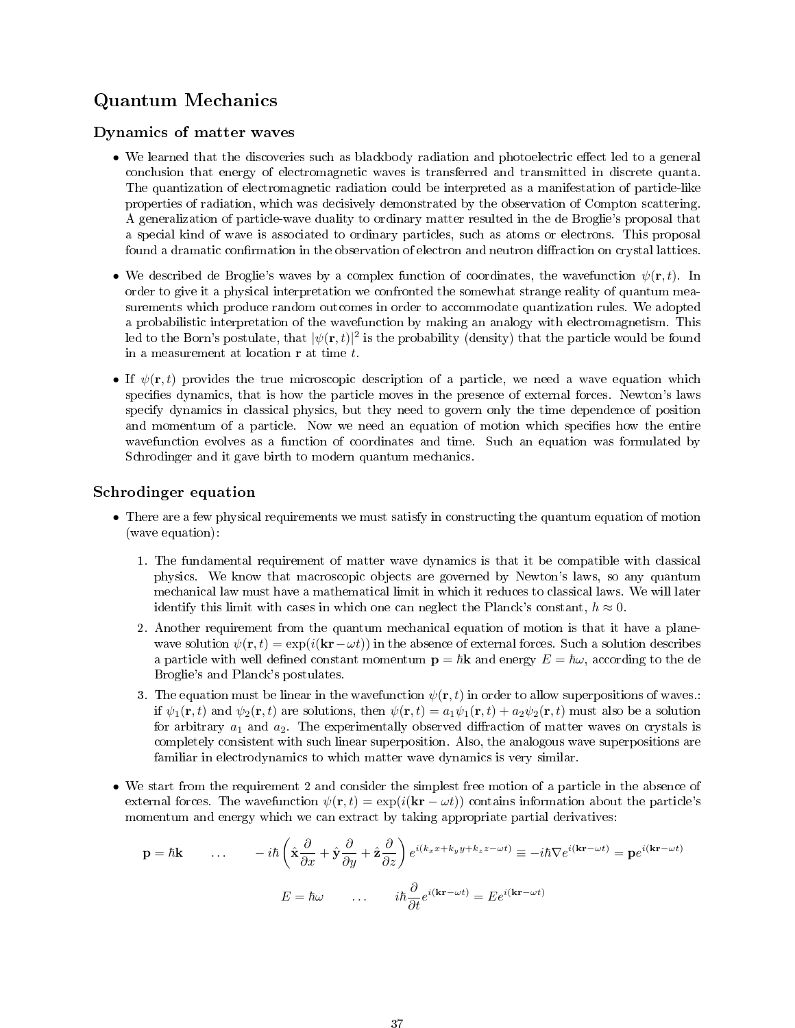# Quantum Mechanics

## Dynamics of matter waves

- We learned that the discoveries such as blackbody radiation and photoelectric effect led to a general conclusion that energy of electromagnetic waves is transferred and transmitted in discrete quanta. The quantization of electromagnetic radiation could be interpreted as a manifestation of particle-like properties of radiation, which was decisively demonstrated by the observation of Compton scattering. A generalization of particle-wave duality to ordinary matter resulted in the de Broglie's proposal that a special kind of wave is associated to ordinary particles, such as atoms or electrons. This proposal found a dramatic confirmation in the observation of electron and neutron diffraction on crystal lattices.

- We described de Broglie's waves by a complex function of coordinates, the wavefunction $\psi(\mathbf{r},t)$. In order to give it a physical interpretation we confronted the somewhat strange reality of quantum measurements which produce random outcomes in order to accommodate quantization rules. We adopted a probabilistic interpretation of the wavefunction by making an analogy with electromagnetism. This led to the Born's postulate, that $|\psi(\mathbf{r},t)|^2$ is the probability (density) that the particle would be found in a measurement at location $\mathbf{r}$ at time $t$.

- If $\psi(\mathbf{r},t)$ provides the true microscopic description of a particle, we need a wave equation which specifies dynamics, that is how the particle moves in the presence of external forces. Newton's laws specify dynamics in classical physics, but they need to govern only the time dependence of position and momentum of a particle. Now we need an equation of motion which specifies how the entire wavefunction evolves as a function of coordinates and time. Such an equation was formulated by Schrodinger and it gave birth to modern quantum mechanics.

## Schrodinger equation

- There are a few physical requirements we must satisfy in constructing the quantum equation of motion (wave equation):

  1. The fundamental requirement of matter wave dynamics is that it be compatible with classical physics. We know that macroscopic objects are governed by Newton's laws, so any quantum mechanical law must have a mathematical limit in which it reduces to classical laws. We will later identify this limit with cases in which one can neglect the Planck's constant, $h \approx 0$.
  2. Another requirement from the quantum mechanical equation of motion is that it have a plane-wave solution $\psi(\mathbf{r},t) = \exp(i(\mathbf{kr} - \omega t))$ in the absence of external forces. Such a solution describes a particle with well defined constant momentum $\mathbf{p} = \hbar\mathbf{k}$ and energy $E = \hbar\omega$, according to the de Broglie's and Planck's postulates.
  3. The equation must be linear in the wavefunction $\psi(\mathbf{r},t)$ in order to allow superpositions of waves.: if $\psi_1(\mathbf{r},t)$ and $\psi_2(\mathbf{r},t)$ are solutions, then $\psi(\mathbf{r},t) = a_1\psi_1(\mathbf{r},t) + a_2\psi_2(\mathbf{r},t)$ must also be a solution for arbitrary $a_1$ and $a_2$. The experimentally observed diffraction of matter waves on crystals is completely consistent with such linear superposition. Also, the analogous wave superpositions are familiar in electrodynamics to which matter wave dynamics is very similar.

- We start from the requirement 2 and consider the simplest free motion of a particle in the absence of external forces. The wavefunction $\psi(\mathbf{r},t) = \exp(i(\mathbf{kr} - \omega t))$ contains information about the particle's momentum and energy which we can extract by taking appropriate partial derivatives:

$$\mathbf{p} = \hbar\mathbf{k} \qquad \dots \qquad -i\hbar\left(\hat{\mathbf{x}}\frac{\partial}{\partial x} + \hat{\mathbf{y}}\frac{\partial}{\partial y} + \hat{\mathbf{z}}\frac{\partial}{\partial z}\right)e^{i(k_x x + k_y y + k_z z - \omega t)} \equiv -i\hbar\nabla e^{i(\mathbf{kr}-\omega t)} = \mathbf{p}e^{i(\mathbf{kr}-\omega t)}$$

$$E = \hbar\omega \qquad \dots \qquad i\hbar\frac{\partial}{\partial t}e^{i(\mathbf{kr}-\omega t)} = Ee^{i(\mathbf{kr}-\omega t)}$$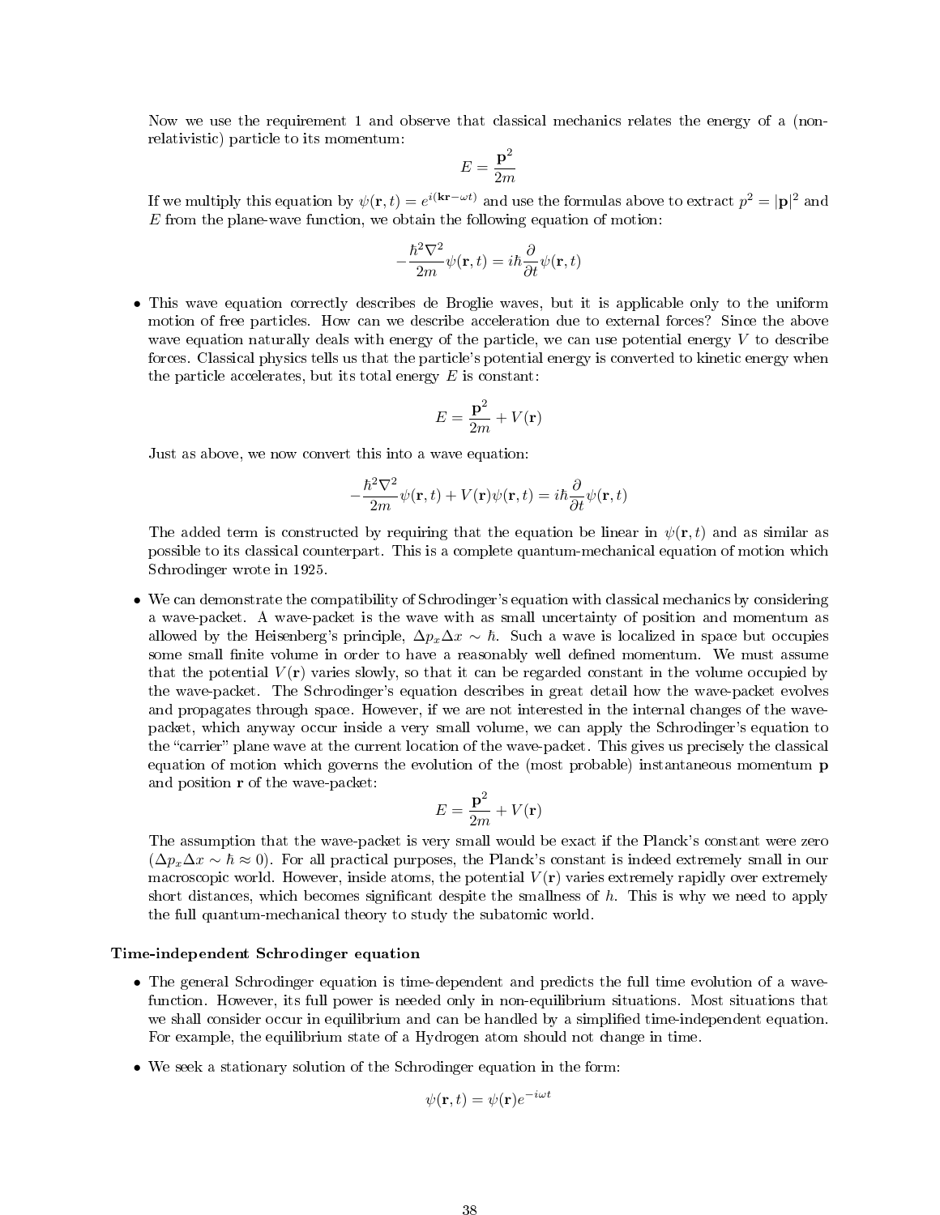Now we use the requirement 1 and observe that classical mechanics relates the energy of a (non-relativistic) particle to its momentum:

$$E = \frac{\mathbf{p}^2}{2m}$$

If we multiply this equation by $\psi(\mathbf{r},t) = e^{i(\mathbf{kr}-\omega t)}$ and use the formulas above to extract $p^2 = |\mathbf{p}|^2$ and $E$ from the plane-wave function, we obtain the following equation of motion:

$$-\frac{\hbar^2\nabla^2}{2m}\psi(\mathbf{r},t) = i\hbar\frac{\partial}{\partial t}\psi(\mathbf{r},t)$$

- This wave equation correctly describes de Broglie waves, but it is applicable only to the uniform motion of free particles. How can we describe acceleration due to external forces? Since the above wave equation naturally deals with energy of the particle, we can use potential energy $V$ to describe forces. Classical physics tells us that the particle's potential energy is converted to kinetic energy when the particle accelerates, but its total energy $E$ is constant:

$$E = \frac{\mathbf{p}^2}{2m} + V(\mathbf{r})$$

Just as above, we now convert this into a wave equation:

$$-\frac{\hbar^2\nabla^2}{2m}\psi(\mathbf{r},t) + V(\mathbf{r})\psi(\mathbf{r},t) = i\hbar\frac{\partial}{\partial t}\psi(\mathbf{r},t)$$

The added term is constructed by requiring that the equation be linear in $\psi(\mathbf{r},t)$ and as similar as possible to its classical counterpart. This is a complete quantum-mechanical equation of motion which Schrodinger wrote in 1925.

- We can demonstrate the compatibility of Schrodinger's equation with classical mechanics by considering a wave-packet. A wave-packet is the wave with as small uncertainty of position and momentum as allowed by the Heisenberg's principle, $\Delta p_x \Delta x \sim \hbar$. Such a wave is localized in space but occupies some small finite volume in order to have a reasonably well defined momentum. We must assume that the potential $V(\mathbf{r})$ varies slowly, so that it can be regarded constant in the volume occupied by the wave-packet. The Schrodinger's equation describes in great detail how the wave-packet evolves and propagates through space. However, if we are not interested in the internal changes of the wave-packet, which anyway occur inside a very small volume, we can apply the Schrodinger's equation to the "carrier" plane wave at the current location of the wave-packet. This gives us precisely the classical equation of motion which governs the evolution of the (most probable) instantaneous momentum $\mathbf{p}$ and position $\mathbf{r}$ of the wave-packet:

$$E = \frac{\mathbf{p}^2}{2m} + V(\mathbf{r})$$

The assumption that the wave-packet is very small would be exact if the Planck's constant were zero ($\Delta p_x \Delta x \sim \hbar \approx 0$). For all practical purposes, the Planck's constant is indeed extremely small in our macroscopic world. However, inside atoms, the potential $V(\mathbf{r})$ varies extremely rapidly over extremely short distances, which becomes significant despite the smallness of $h$. This is why we need to apply the full quantum-mechanical theory to study the subatomic world.

### Time-independent Schrodinger equation

- The general Schrodinger equation is time-dependent and predicts the full time evolution of a wave-function. However, its full power is needed only in non-equilibrium situations. Most situations that we shall consider occur in equilibrium and can be handled by a simplified time-independent equation. For example, the equilibrium state of a Hydrogen atom should not change in time.

- We seek a stationary solution of the Schrodinger equation in the form:

$$\psi(\mathbf{r},t) = \psi(\mathbf{r})e^{-i\omega t}$$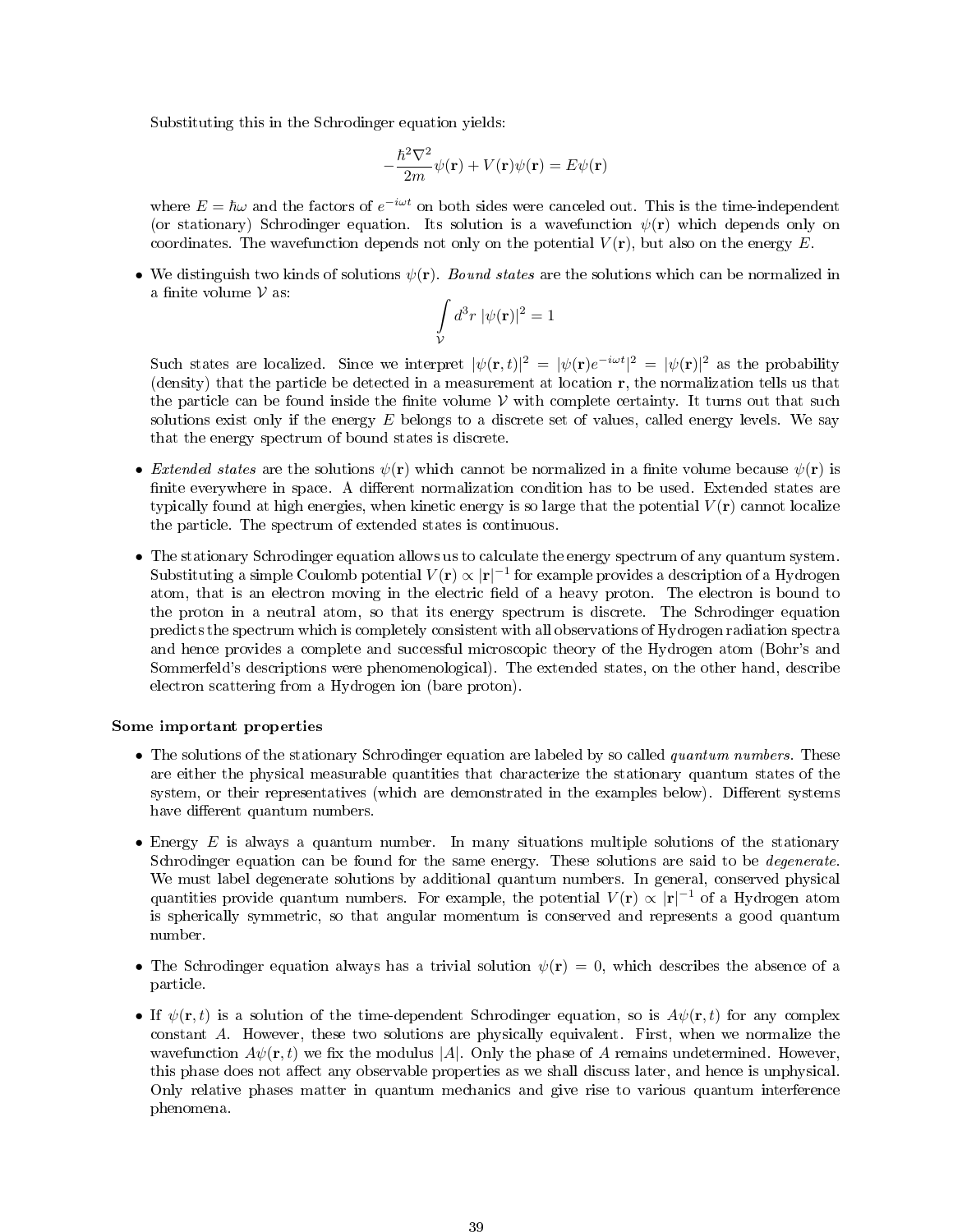Substituting this in the Schrodinger equation yields:

$$-\frac{\hbar^2\nabla^2}{2m}\psi(\mathbf{r}) + V(\mathbf{r})\psi(\mathbf{r}) = E\psi(\mathbf{r})$$

where $E = \hbar\omega$ and the factors of $e^{-i\omega t}$ on both sides were canceled out. This is the time-independent (or stationary) Schrodinger equation. Its solution is a wavefunction $\psi(\mathbf{r})$ which depends only on coordinates. The wavefunction depends not only on the potential $V(\mathbf{r})$, but also on the energy $E$.

- We distinguish two kinds of solutions $\psi(\mathbf{r})$. *Bound states* are the solutions which can be normalized in a finite volume $\mathcal{V}$ as:

$$\int_{\mathcal{V}} d^3r \; |\psi(\mathbf{r})|^2 = 1$$

  Such states are localized. Since we interpret $|\psi(\mathbf{r},t)|^2 = |\psi(\mathbf{r})e^{-i\omega t}|^2 = |\psi(\mathbf{r})|^2$ as the probability (density) that the particle be detected in a measurement at location $\mathbf{r}$, the normalization tells us that the particle can be found inside the finite volume $\mathcal{V}$ with complete certainty. It turns out that such solutions exist only if the energy $E$ belongs to a discrete set of values, called energy levels. We say that the energy spectrum of bound states is discrete.

- *Extended states* are the solutions $\psi(\mathbf{r})$ which cannot be normalized in a finite volume because $\psi(\mathbf{r})$ is finite everywhere in space. A different normalization condition has to be used. Extended states are typically found at high energies, when kinetic energy is so large that the potential $V(\mathbf{r})$ cannot localize the particle. The spectrum of extended states is continuous.

- The stationary Schrodinger equation allows us to calculate the energy spectrum of any quantum system. Substituting a simple Coulomb potential $V(\mathbf{r}) \propto |\mathbf{r}|^{-1}$ for example provides a description of a Hydrogen atom, that is an electron moving in the electric field of a heavy proton. The electron is bound to the proton in a neutral atom, so that its energy spectrum is discrete. The Schrodinger equation predicts the spectrum which is completely consistent with all observations of Hydrogen radiation spectra and hence provides a complete and successful microscopic theory of the Hydrogen atom (Bohr's and Sommerfeld's descriptions were phenomenological). The extended states, on the other hand, describe electron scattering from a Hydrogen ion (bare proton).

**Some important properties**

- The solutions of the stationary Schrodinger equation are labeled by so called *quantum numbers*. These are either the physical measurable quantities that characterize the stationary quantum states of the system, or their representatives (which are demonstrated in the examples below). Different systems have different quantum numbers.

- Energy $E$ is always a quantum number. In many situations multiple solutions of the stationary Schrodinger equation can be found for the same energy. These solutions are said to be *degenerate*. We must label degenerate solutions by additional quantum numbers. In general, conserved physical quantities provide quantum numbers. For example, the potential $V(\mathbf{r}) \propto |\mathbf{r}|^{-1}$ of a Hydrogen atom is spherically symmetric, so that angular momentum is conserved and represents a good quantum number.

- The Schrodinger equation always has a trivial solution $\psi(\mathbf{r}) = 0$, which describes the absence of a particle.

- If $\psi(\mathbf{r},t)$ is a solution of the time-dependent Schrodinger equation, so is $A\psi(\mathbf{r},t)$ for any complex constant $A$. However, these two solutions are physically equivalent. First, when we normalize the wavefunction $A\psi(\mathbf{r},t)$ we fix the modulus $|A|$. Only the phase of $A$ remains undetermined. However, this phase does not affect any observable properties as we shall discuss later, and hence is unphysical. Only relative phases matter in quantum mechanics and give rise to various quantum interference phenomena.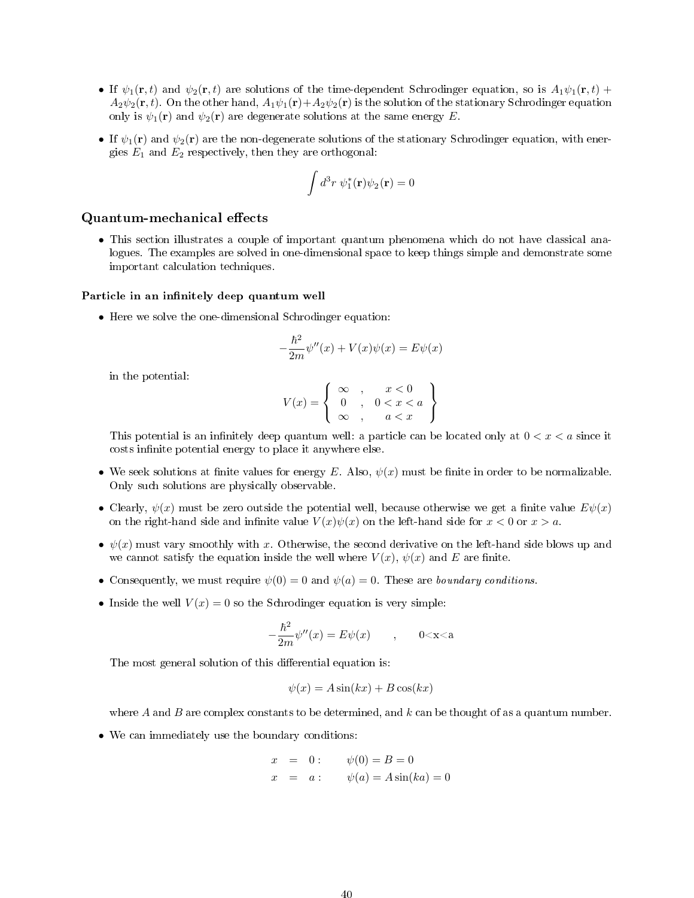- If $\psi_1(\mathbf{r},t)$ and $\psi_2(\mathbf{r},t)$ are solutions of the time-dependent Schrodinger equation, so is $A_1\psi_1(\mathbf{r},t) + A_2\psi_2(\mathbf{r},t)$. On the other hand, $A_1\psi_1(\mathbf{r})+A_2\psi_2(\mathbf{r})$ is the solution of the stationary Schrodinger equation only is $\psi_1(\mathbf{r})$ and $\psi_2(\mathbf{r})$ are degenerate solutions at the same energy $E$.

- If $\psi_1(\mathbf{r})$ and $\psi_2(\mathbf{r})$ are the non-degenerate solutions of the stationary Schrodinger equation, with energies $E_1$ and $E_2$ respectively, then they are orthogonal:

$$\int d^3r \; \psi_1^*(\mathbf{r})\psi_2(\mathbf{r}) = 0$$

## Quantum-mechanical effects

- This section illustrates a couple of important quantum phenomena which do not have classical analogues. The examples are solved in one-dimensional space to keep things simple and demonstrate some important calculation techniques.

### Particle in an infinitely deep quantum well

- Here we solve the one-dimensional Schrodinger equation:

$$-\frac{\hbar^2}{2m}\psi''(x) + V(x)\psi(x) = E\psi(x)$$

  in the potential:

$$V(x) = \left\{ \begin{array}{ccc} \infty & , & x<0 \\ 0 & , & 0<x<a \\ \infty & , & a<x \end{array} \right\}$$

  This potential is an infinitely deep quantum well: a particle can be located only at $0<x<a$ since it costs infinite potential energy to place it anywhere else.

- We seek solutions at finite values for energy $E$. Also, $\psi(x)$ must be finite in order to be normalizable. Only such solutions are physically observable.

- Clearly, $\psi(x)$ must be zero outside the potential well, because otherwise we get a finite value $E\psi(x)$ on the right-hand side and infinite value $V(x)\psi(x)$ on the left-hand side for $x<0$ or $x>a$.

- $\psi(x)$ must vary smoothly with $x$. Otherwise, the second derivative on the left-hand side blows up and we cannot satisfy the equation inside the well where $V(x)$, $\psi(x)$ and $E$ are finite.

- Consequently, we must require $\psi(0)=0$ and $\psi(a)=0$. These are *boundary conditions*.

- Inside the well $V(x)=0$ so the Schrodinger equation is very simple:

$$-\frac{\hbar^2}{2m}\psi''(x) = E\psi(x) \qquad , \qquad 0<x<a$$

  The most general solution of this differential equation is:

$$\psi(x) = A\sin(kx) + B\cos(kx)$$

  where $A$ and $B$ are complex constants to be determined, and $k$ can be thought of as a quantum number.

- We can immediately use the boundary conditions:

$$\begin{aligned} x &= 0: \qquad \psi(0) = B = 0 \\ x &= a: \qquad \psi(a) = A\sin(ka) = 0 \end{aligned}$$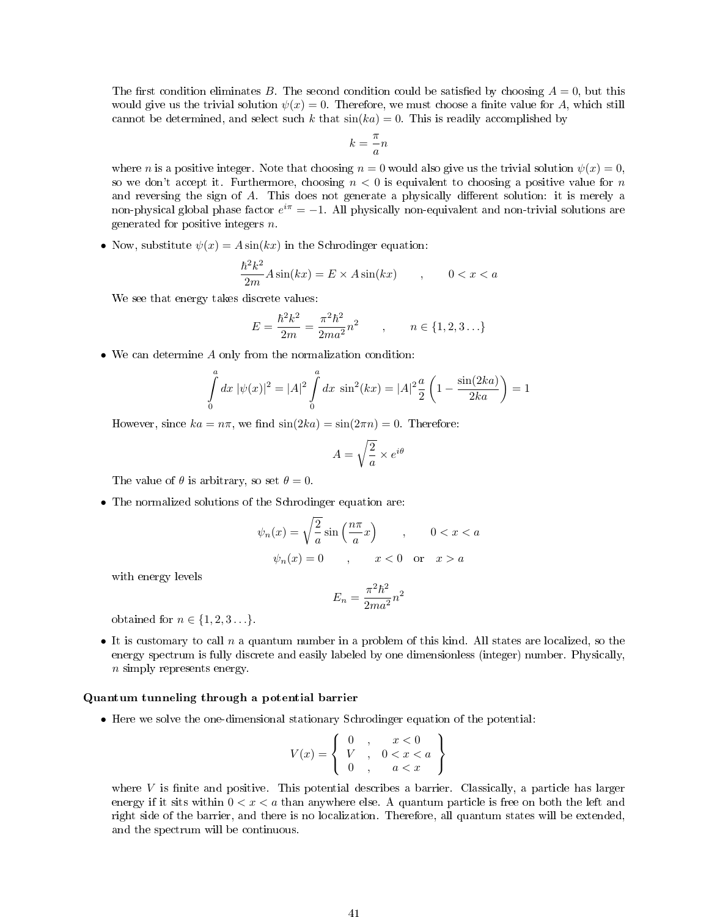The first condition eliminates $B$. The second condition could be satisfied by choosing $A = 0$, but this would give us the trivial solution $\psi(x) = 0$. Therefore, we must choose a finite value for $A$, which still cannot be determined, and select such $k$ that $\sin(ka) = 0$. This is readily accomplished by

$$k = \frac{\pi}{a} n$$

where $n$ is a positive integer. Note that choosing $n = 0$ would also give us the trivial solution $\psi(x) = 0$, so we don't accept it. Furthermore, choosing $n < 0$ is equivalent to choosing a positive value for $n$ and reversing the sign of $A$. This does not generate a physically different solution: it is merely a non-physical global phase factor $e^{i\pi} = -1$. All physically non-equivalent and non-trivial solutions are generated for positive integers $n$.

- Now, substitute $\psi(x) = A \sin(kx)$ in the Schrodinger equation:

$$\frac{\hbar^2 k^2}{2m} A \sin(kx) = E \times A \sin(kx) \qquad , \qquad 0 < x < a$$

We see that energy takes discrete values:

$$E = \frac{\hbar^2 k^2}{2m} = \frac{\pi^2 \hbar^2}{2ma^2} n^2 \qquad , \qquad n \in \{1, 2, 3 \dots\}$$

- We can determine $A$ only from the normalization condition:

$$\int_0^a dx\, |\psi(x)|^2 = |A|^2 \int_0^a dx\, \sin^2(kx) = |A|^2 \frac{a}{2} \left( 1 - \frac{\sin(2ka)}{2ka} \right) = 1$$

However, since $ka = n\pi$, we find $\sin(2ka) = \sin(2\pi n) = 0$. Therefore:

$$A = \sqrt{\frac{2}{a}} \times e^{i\theta}$$

The value of $\theta$ is arbitrary, so set $\theta = 0$.

- The normalized solutions of the Schrodinger equation are:

$$\psi_n(x) = \sqrt{\frac{2}{a}} \sin\left( \frac{n\pi}{a} x \right) \qquad , \qquad 0 < x < a$$

$$\psi_n(x) = 0 \qquad , \qquad x < 0 \quad \text{or} \quad x > a$$

with energy levels

$$E_n = \frac{\pi^2 \hbar^2}{2ma^2} n^2$$

obtained for $n \in \{1, 2, 3 \dots\}$.

- It is customary to call $n$ a quantum number in a problem of this kind. All states are localized, so the energy spectrum is fully discrete and easily labeled by one dimensionless (integer) number. Physically, $n$ simply represents energy.

**Quantum tunneling through a potential barrier**

- Here we solve the one-dimensional stationary Schrodinger equation of the potential:

$$V(x) = \left\{ \begin{array}{ccc} 0 & , & x < 0 \\ V & , & 0 < x < a \\ 0 & , & a < x \end{array} \right\}$$

where $V$ is finite and positive. This potential describes a barrier. Classically, a particle has larger energy if it sits within $0 < x < a$ than anywhere else. A quantum particle is free on both the left and right side of the barrier, and there is no localization. Therefore, all quantum states will be extended, and the spectrum will be continuous.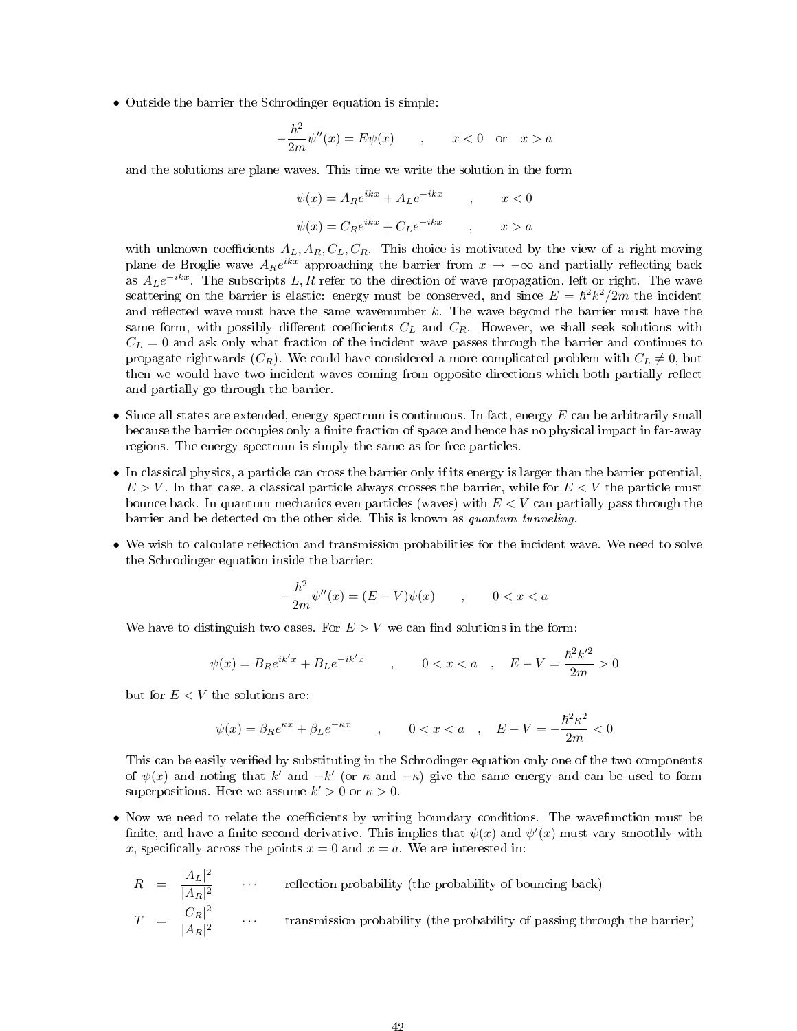- Outside the barrier the Schrodinger equation is simple:

$$-\frac{\hbar^2}{2m}\psi''(x) = E\psi(x) \qquad , \qquad x < 0 \quad \text{or} \quad x > a$$

and the solutions are plane waves. This time we write the solution in the form

$$\psi(x) = A_R e^{ikx} + A_L e^{-ikx} \qquad , \qquad x < 0$$

$$\psi(x) = C_R e^{ikx} + C_L e^{-ikx} \qquad , \qquad x > a$$

with unknown coefficients $A_L, A_R, C_L, C_R$. This choice is motivated by the view of a right-moving plane de Broglie wave $A_R e^{ikx}$ approaching the barrier from $x \to -\infty$ and partially reflecting back as $A_L e^{-ikx}$. The subscripts $L, R$ refer to the direction of wave propagation, left or right. The wave scattering on the barrier is elastic: energy must be conserved, and since $E = \hbar^2 k^2/2m$ the incident and reflected wave must have the same wavenumber $k$. The wave beyond the barrier must have the same form, with possibly different coefficients $C_L$ and $C_R$. However, we shall seek solutions with $C_L = 0$ and ask only what fraction of the incident wave passes through the barrier and continues to propagate rightwards ($C_R$). We could have considered a more complicated problem with $C_L \neq 0$, but then we would have two incident waves coming from opposite directions which both partially reflect and partially go through the barrier.

- Since all states are extended, energy spectrum is continuous. In fact, energy $E$ can be arbitrarily small because the barrier occupies only a finite fraction of space and hence has no physical impact in far-away regions. The energy spectrum is simply the same as for free particles.

- In classical physics, a particle can cross the barrier only if its energy is larger than the barrier potential, $E > V$. In that case, a classical particle always crosses the barrier, while for $E < V$ the particle must bounce back. In quantum mechanics even particles (waves) with $E < V$ can partially pass through the barrier and be detected on the other side. This is known as *quantum tunneling*.

- We wish to calculate reflection and transmission probabilities for the incident wave. We need to solve the Schrodinger equation inside the barrier:

$$-\frac{\hbar^2}{2m}\psi''(x) = (E - V)\psi(x) \qquad , \qquad 0 < x < a$$

We have to distinguish two cases. For $E > V$ we can find solutions in the form:

$$\psi(x) = B_R e^{ik'x} + B_L e^{-ik'x} \qquad , \qquad 0 < x < a \quad , \quad E - V = \frac{\hbar^2 k'^2}{2m} > 0$$

but for $E < V$ the solutions are:

$$\psi(x) = \beta_R e^{\kappa x} + \beta_L e^{-\kappa x} \qquad , \qquad 0 < x < a \quad , \quad E - V = -\frac{\hbar^2 \kappa^2}{2m} < 0$$

This can be easily verified by substituting in the Schrodinger equation only one of the two components of $\psi(x)$ and noting that $k'$ and $-k'$ (or $\kappa$ and $-\kappa$) give the same energy and can be used to form superpositions. Here we assume $k' > 0$ or $\kappa > 0$.

- Now we need to relate the coefficients by writing boundary conditions. The wavefunction must be finite, and have a finite second derivative. This implies that $\psi(x)$ and $\psi'(x)$ must vary smoothly with $x$, specifically across the points $x = 0$ and $x = a$. We are interested in:

$$R = \frac{|A_L|^2}{|A_R|^2} \qquad \cdots \qquad \text{reflection probability (the probability of bouncing back)}$$

$$T = \frac{|C_R|^2}{|A_R|^2} \qquad \cdots \qquad \text{transmission probability (the probability of passing through the barrier)}$$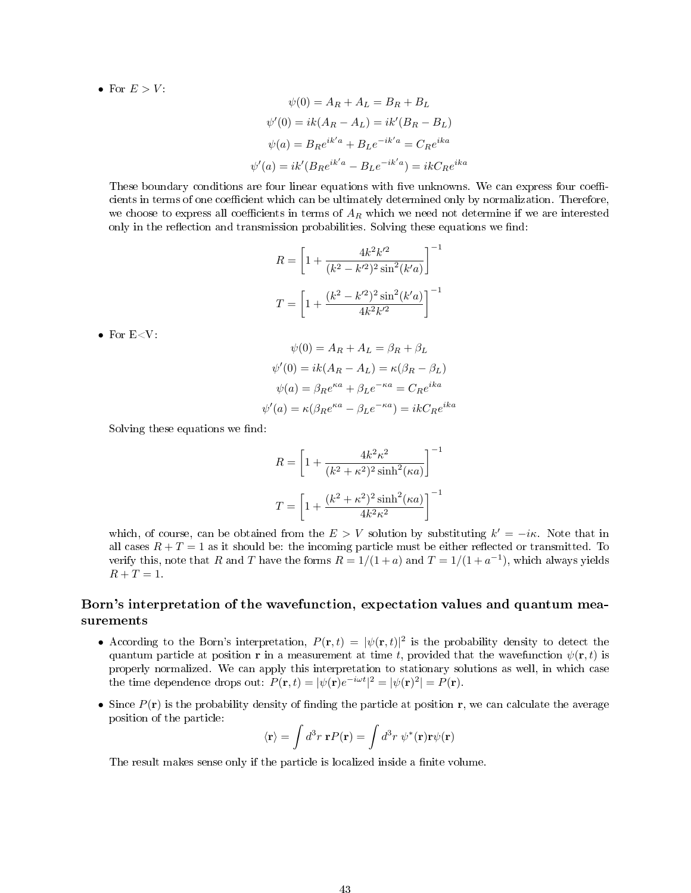- For $E > V$:

$$\psi(0) = A_R + A_L = B_R + B_L$$

$$\psi'(0) = ik(A_R - A_L) = ik'(B_R - B_L)$$

$$\psi(a) = B_R e^{ik'a} + B_L e^{-ik'a} = C_R e^{ika}$$

$$\psi'(a) = ik'(B_R e^{ik'a} - B_L e^{-ik'a}) = ikC_R e^{ika}$$

These boundary conditions are four linear equations with five unknowns. We can express four coefficients in terms of one coefficient which can be ultimately determined only by normalization. Therefore, we choose to express all coefficients in terms of $A_R$ which we need not determine if we are interested only in the reflection and transmission probabilities. Solving these equations we find:

$$R = \left[1 + \frac{4k^2k'^2}{(k^2 - k'^2)^2 \sin^2(k'a)}\right]^{-1}$$

$$T = \left[1 + \frac{(k^2 - k'^2)^2 \sin^2(k'a)}{4k^2k'^2}\right]^{-1}$$

- For E<V:

$$\psi(0) = A_R + A_L = \beta_R + \beta_L$$

$$\psi'(0) = ik(A_R - A_L) = \kappa(\beta_R - \beta_L)$$

$$\psi(a) = \beta_R e^{\kappa a} + \beta_L e^{-\kappa a} = C_R e^{ika}$$

$$\psi'(a) = \kappa(\beta_R e^{\kappa a} - \beta_L e^{-\kappa a}) = ikC_R e^{ika}$$

Solving these equations we find:

$$R = \left[1 + \frac{4k^2\kappa^2}{(k^2 + \kappa^2)^2 \sinh^2(\kappa a)}\right]^{-1}$$

$$T = \left[1 + \frac{(k^2 + \kappa^2)^2 \sinh^2(\kappa a)}{4k^2\kappa^2}\right]^{-1}$$

which, of course, can be obtained from the $E > V$ solution by substituting $k' = -i\kappa$. Note that in all cases $R + T = 1$ as it should be: the incoming particle must be either reflected or transmitted. To verify this, note that $R$ and $T$ have the forms $R = 1/(1 + a)$ and $T = 1/(1 + a^{-1})$, which always yields $R + T = 1$.

## Born's interpretation of the wavefunction, expectation values and quantum measurements

- According to the Born's interpretation, $P(\mathbf{r}, t) = |\psi(\mathbf{r}, t)|^2$ is the probability density to detect the quantum particle at position $\mathbf{r}$ in a measurement at time $t$, provided that the wavefunction $\psi(\mathbf{r}, t)$ is properly normalized. We can apply this interpretation to stationary solutions as well, in which case the time dependence drops out: $P(\mathbf{r}, t) = |\psi(\mathbf{r})e^{-i\omega t}|^2 = |\psi(\mathbf{r})^2| = P(\mathbf{r})$.

- Since $P(\mathbf{r})$ is the probability density of finding the particle at position $\mathbf{r}$, we can calculate the average position of the particle:

$$\langle \mathbf{r} \rangle = \int d^3r \; \mathbf{r} P(\mathbf{r}) = \int d^3r \; \psi^*(\mathbf{r}) \mathbf{r} \psi(\mathbf{r})$$

The result makes sense only if the particle is localized inside a finite volume.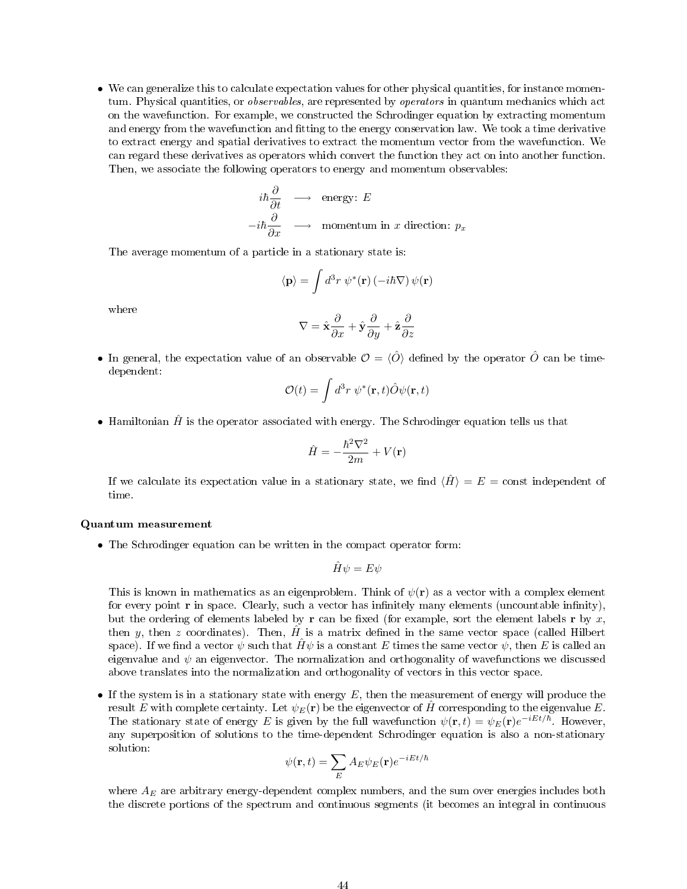- We can generalize this to calculate expectation values for other physical quantities, for instance momentum. Physical quantities, or *observables*, are represented by *operators* in quantum mechanics which act on the wavefunction. For example, we constructed the Schrodinger equation by extracting momentum and energy from the wavefunction and fitting to the energy conservation law. We took a time derivative to extract energy and spatial derivatives to extract the momentum vector from the wavefunction. We can regard these derivatives as operators which convert the function they act on into another function. Then, we associate the following operators to energy and momentum observables:

$$
\begin{aligned}
i\hbar\frac{\partial}{\partial t} \quad &\longrightarrow \quad \text{energy: } E \\
-i\hbar\frac{\partial}{\partial x} \quad &\longrightarrow \quad \text{momentum in } x \text{ direction: } p_x
\end{aligned}
$$

  The average momentum of a particle in a stationary state is:

$$
\langle \mathbf{p} \rangle = \int d^3r \; \psi^*(\mathbf{r}) \left( -i\hbar\nabla \right) \psi(\mathbf{r})
$$

  where

$$
\nabla = \hat{\mathbf{x}}\frac{\partial}{\partial x} + \hat{\mathbf{y}}\frac{\partial}{\partial y} + \hat{\mathbf{z}}\frac{\partial}{\partial z}
$$

- In general, the expectation value of an observable $\mathcal{O} = \langle \hat{O} \rangle$ defined by the operator $\hat{O}$ can be time-dependent:

$$
\mathcal{O}(t) = \int d^3r \; \psi^*(\mathbf{r},t)\hat{O}\psi(\mathbf{r},t)
$$

- Hamiltonian $\hat{H}$ is the operator associated with energy. The Schrodinger equation tells us that

$$
\hat{H} = -\frac{\hbar^2\nabla^2}{2m} + V(\mathbf{r})
$$

  If we calculate its expectation value in a stationary state, we find $\langle \hat{H} \rangle = E = \text{const}$ independent of time.

**Quantum measurement**

- The Schrodinger equation can be written in the compact operator form:

$$
\hat{H}\psi = E\psi
$$

  This is known in mathematics as an eigenproblem. Think of $\psi(\mathbf{r})$ as a vector with a complex element for every point $\mathbf{r}$ in space. Clearly, such a vector has infinitely many elements (uncountable infinity), but the ordering of elements labeled by $\mathbf{r}$ can be fixed (for example, sort the element labels $\mathbf{r}$ by $x$, then $y$, then $z$ coordinates). Then, $\hat{H}$ is a matrix defined in the same vector space (called Hilbert space). If we find a vector $\psi$ such that $\hat{H}\psi$ is a constant $E$ times the same vector $\psi$, then $E$ is called an eigenvalue and $\psi$ an eigenvector. The normalization and orthogonality of wavefunctions we discussed above translates into the normalization and orthogonality of vectors in this vector space.

- If the system is in a stationary state with energy $E$, then the measurement of energy will produce the result $E$ with complete certainty. Let $\psi_E(\mathbf{r})$ be the eigenvector of $\hat{H}$ corresponding to the eigenvalue $E$. The stationary state of energy $E$ is given by the full wavefunction $\psi(\mathbf{r},t) = \psi_E(\mathbf{r})e^{-iEt/\hbar}$. However, any superposition of solutions to the time-dependent Schrodinger equation is also a non-stationary solution:

$$
\psi(\mathbf{r},t) = \sum_E A_E \psi_E(\mathbf{r}) e^{-iEt/\hbar}
$$

  where $A_E$ are arbitrary energy-dependent complex numbers, and the sum over energies includes both the discrete portions of the spectrum and continuous segments (it becomes an integral in continuous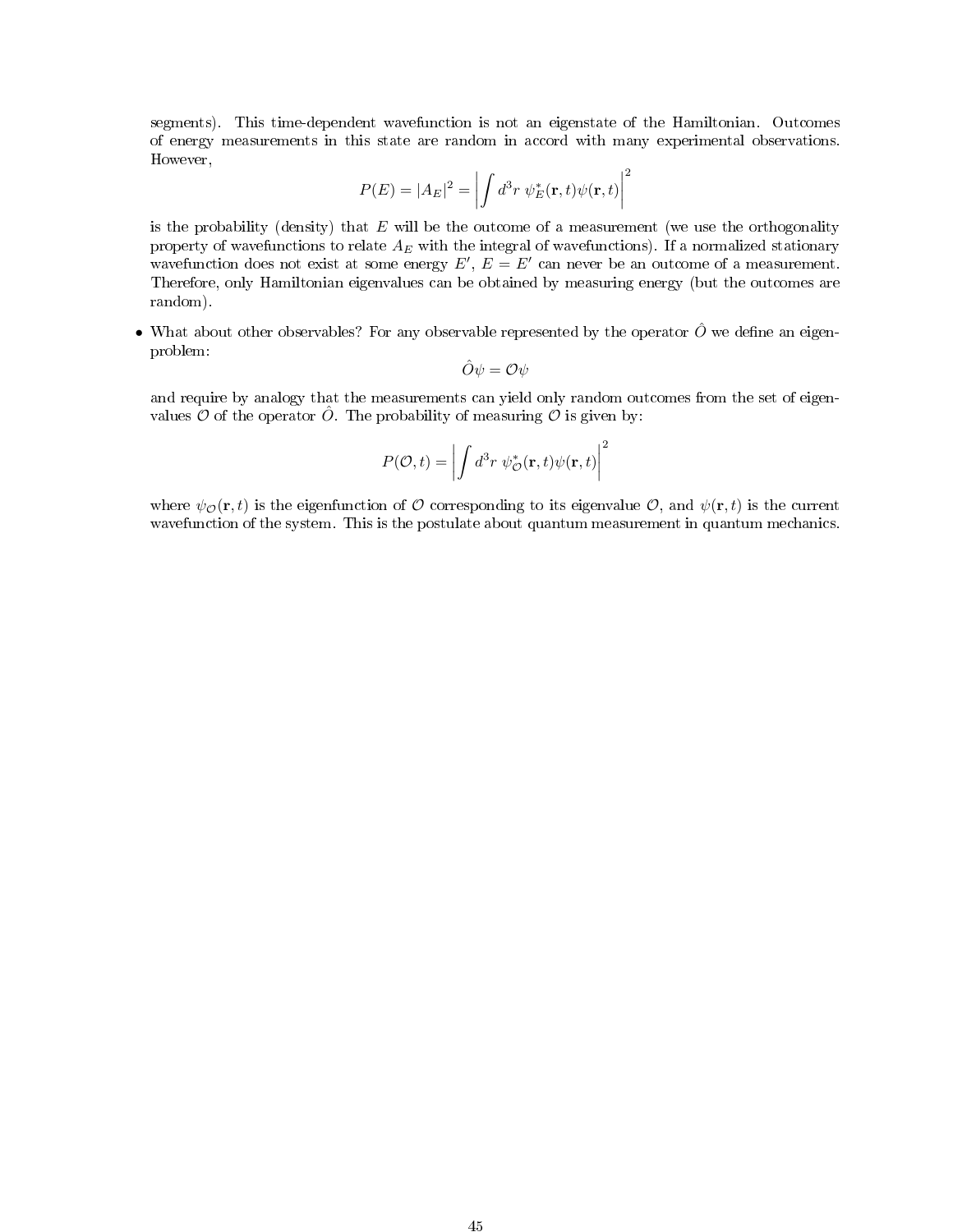segments). This time-dependent wavefunction is not an eigenstate of the Hamiltonian. Outcomes of energy measurements in this state are random in accord with many experimental observations. However,

$$P(E) = |A_E|^2 = \left| \int d^3r \; \psi_E^*(\mathbf{r},t)\psi(\mathbf{r},t) \right|^2$$

is the probability (density) that $E$ will be the outcome of a measurement (we use the orthogonality property of wavefunctions to relate $A_E$ with the integral of wavefunctions). If a normalized stationary wavefunction does not exist at some energy $E'$, $E = E'$ can never be an outcome of a measurement. Therefore, only Hamiltonian eigenvalues can be obtained by measuring energy (but the outcomes are random).

- What about other observables? For any observable represented by the operator $\hat{O}$ we define an eigenproblem:

$$\hat{O}\psi = \mathcal{O}\psi$$

and require by analogy that the measurements can yield only random outcomes from the set of eigenvalues $\mathcal{O}$ of the operator $\hat{O}$. The probability of measuring $\mathcal{O}$ is given by:

$$P(\mathcal{O},t) = \left| \int d^3r \; \psi_{\mathcal{O}}^*(\mathbf{r},t)\psi(\mathbf{r},t) \right|^2$$

where $\psi_{\mathcal{O}}(\mathbf{r},t)$ is the eigenfunction of $\mathcal{O}$ corresponding to its eigenvalue $\mathcal{O}$, and $\psi(\mathbf{r},t)$ is the current wavefunction of the system. This is the postulate about quantum measurement in quantum mechanics.